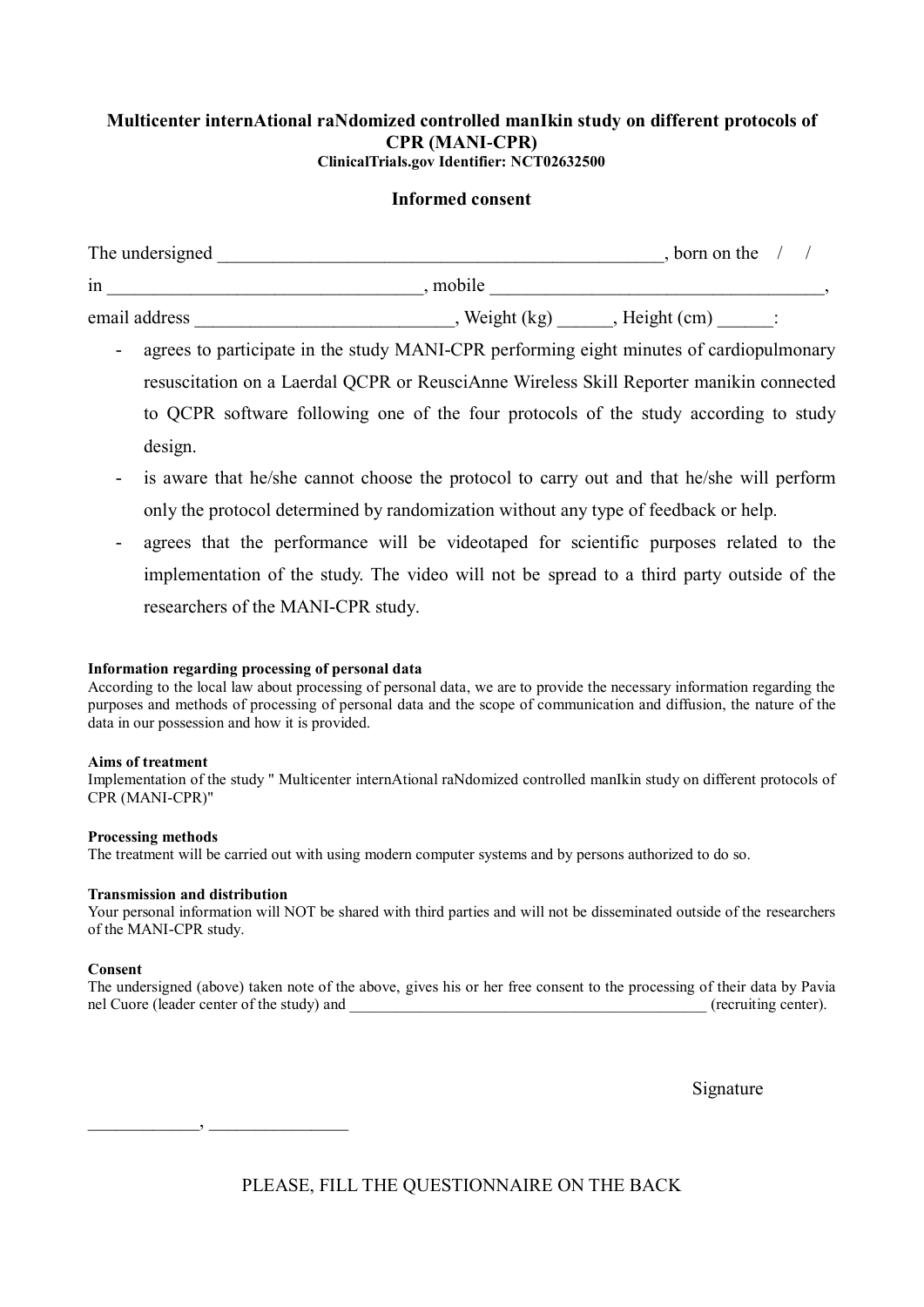**Multicenter internAtional raNdomized controlled manIkin study on different protocols of CPR (MANI-CPR)**
**ClinicalTrials.gov Identifier: NCT02632500**

**Informed consent**

The undersigned ________________________________________________, born on the / /
in ________________________________, mobile __________________________________,
email address ___________________________, Weight (kg) ______, Height (cm) ______:

- agrees to participate in the study MANI-CPR performing eight minutes of cardiopulmonary resuscitation on a Laerdal QCPR or ReusciAnne Wireless Skill Reporter manikin connected to QCPR software following one of the four protocols of the study according to study design.
- is aware that he/she cannot choose the protocol to carry out and that he/she will perform only the protocol determined by randomization without any type of feedback or help.
- agrees that the performance will be videotaped for scientific purposes related to the implementation of the study. The video will not be spread to a third party outside of the researchers of the MANI-CPR study.

**Information regarding processing of personal data**
According to the local law about processing of personal data, we are to provide the necessary information regarding the purposes and methods of processing of personal data and the scope of communication and diffusion, the nature of the data in our possession and how it is provided.

**Aims of treatment**
Implementation of the study " Multicenter internAtional raNdomized controlled manIkin study on different protocols of CPR (MANI-CPR)"

**Processing methods**
The treatment will be carried out with using modern computer systems and by persons authorized to do so.

**Transmission and distribution**
Your personal information will NOT be shared with third parties and will not be disseminated outside of the researchers of the MANI-CPR study.

**Consent**
The undersigned (above) taken note of the above, gives his or her free consent to the processing of their data by Pavia nel Cuore (leader center of the study) and _____________________________________________ (recruiting center).

Signature

_____________, ________________

PLEASE, FILL THE QUESTIONNAIRE ON THE BACK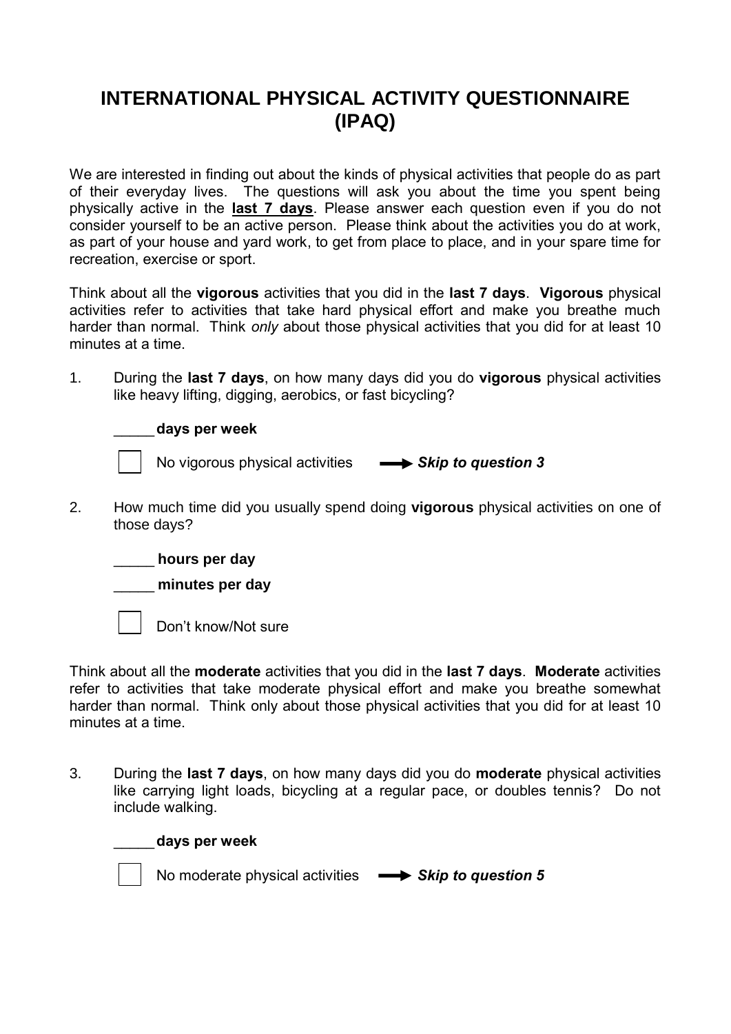# INTERNATIONAL PHYSICAL ACTIVITY QUESTIONNAIRE (IPAQ)

We are interested in finding out about the kinds of physical activities that people do as part of their everyday lives. The questions will ask you about the time you spent being physically active in the **last 7 days**. Please answer each question even if you do not consider yourself to be an active person. Please think about the activities you do at work, as part of your house and yard work, to get from place to place, and in your spare time for recreation, exercise or sport.

Think about all the **vigorous** activities that you did in the **last 7 days**. **Vigorous** physical activities refer to activities that take hard physical effort and make you breathe much harder than normal. Think *only* about those physical activities that you did for at least 10 minutes at a time.

1. During the **last 7 days**, on how many days did you do **vigorous** physical activities like heavy lifting, digging, aerobics, or fast bicycling?

   _____ **days per week**

   ☐ No vigorous physical activities ➞ ***Skip to question 3***

2. How much time did you usually spend doing **vigorous** physical activities on one of those days?

   _____ **hours per day**

   _____ **minutes per day**

   ☐ Don't know/Not sure

Think about all the **moderate** activities that you did in the **last 7 days**. **Moderate** activities refer to activities that take moderate physical effort and make you breathe somewhat harder than normal. Think only about those physical activities that you did for at least 10 minutes at a time.

3. During the **last 7 days**, on how many days did you do **moderate** physical activities like carrying light loads, bicycling at a regular pace, or doubles tennis? Do not include walking.

   _____ **days per week**

   ☐ No moderate physical activities ➞ ***Skip to question 5***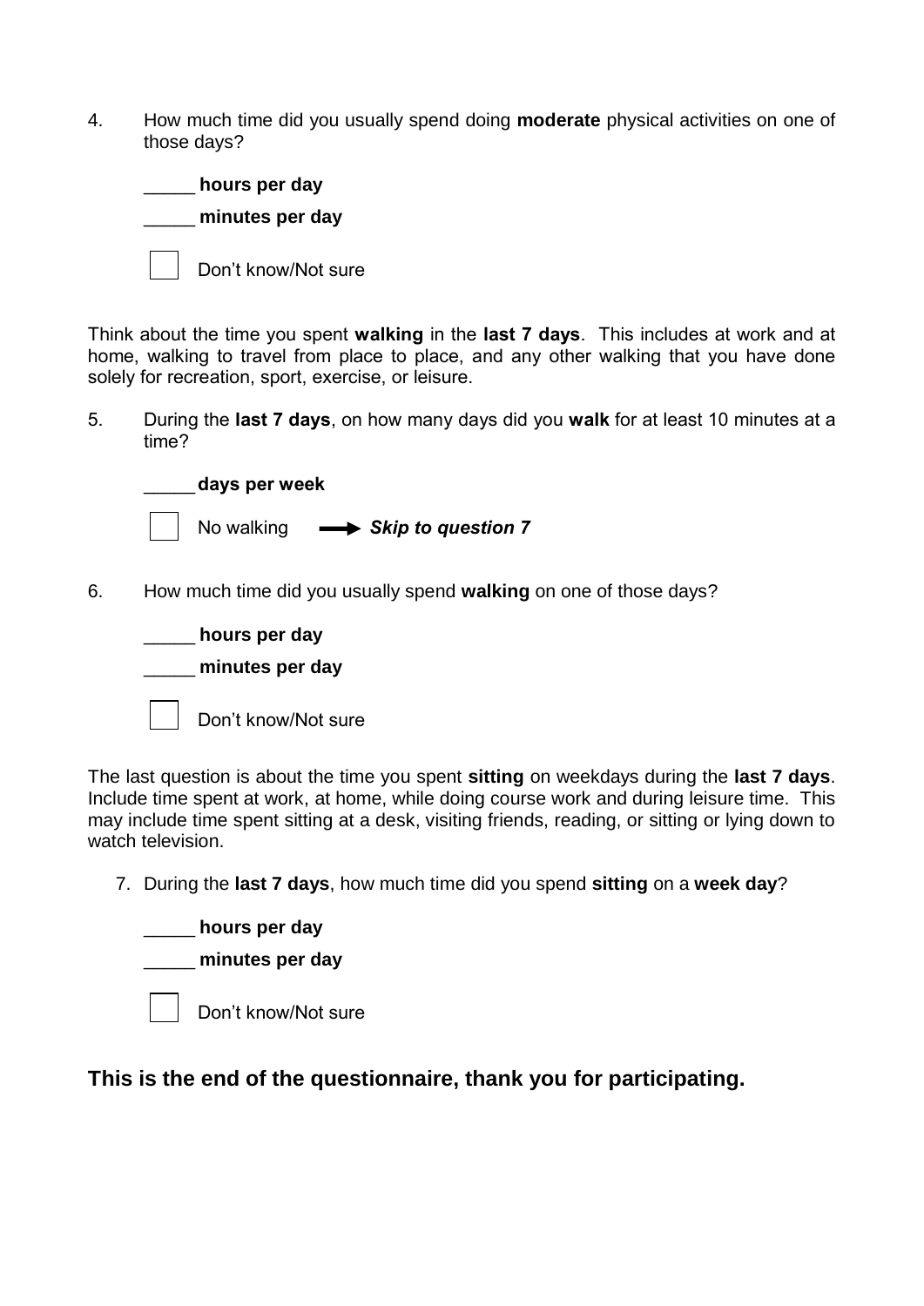4. How much time did you usually spend doing **moderate** physical activities on one of those days?

   _____ **hours per day**

   _____ **minutes per day**

   ☐ Don't know/Not sure

Think about the time you spent **walking** in the **last 7 days**. This includes at work and at home, walking to travel from place to place, and any other walking that you have done solely for recreation, sport, exercise, or leisure.

5. During the **last 7 days**, on how many days did you **walk** for at least 10 minutes at a time?

   _____ **days per week**

   ☐ No walking → ***Skip to question 7***

6. How much time did you usually spend **walking** on one of those days?

   _____ **hours per day**

   _____ **minutes per day**

   ☐ Don't know/Not sure

The last question is about the time you spent **sitting** on weekdays during the **last 7 days**. Include time spent at work, at home, while doing course work and during leisure time. This may include time spent sitting at a desk, visiting friends, reading, or sitting or lying down to watch television.

7. During the **last 7 days**, how much time did you spend **sitting** on a **week day**?

   _____ **hours per day**

   _____ **minutes per day**

   ☐ Don't know/Not sure

**This is the end of the questionnaire, thank you for participating.**